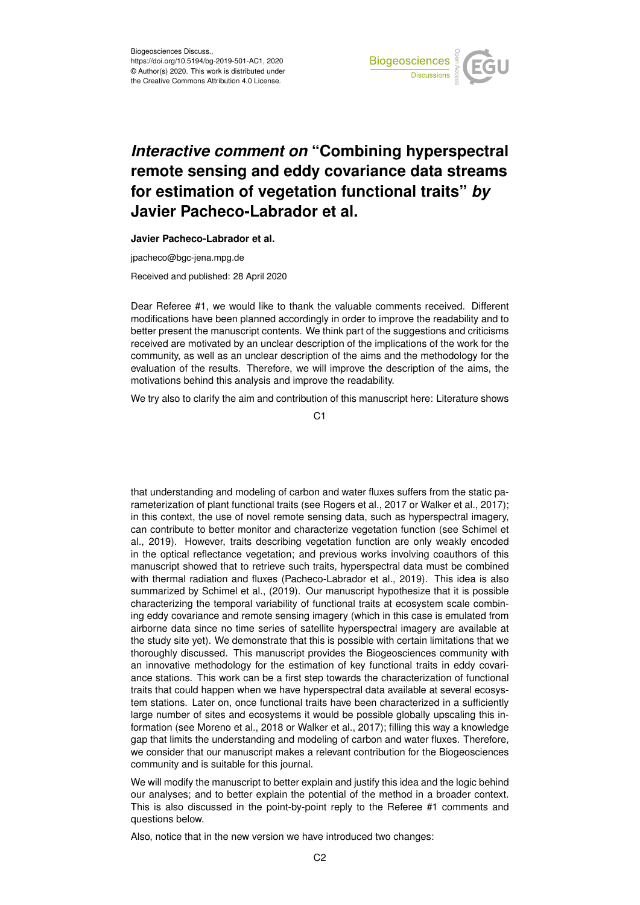Biogeosciences Discuss.,
https://doi.org/10.5194/bg-2019-501-AC1, 2020
© Author(s) 2020. This work is distributed under
the Creative Commons Attribution 4.0 License.

# *Interactive comment on* "Combining hyperspectral remote sensing and eddy covariance data streams for estimation of vegetation functional traits" *by* Javier Pacheco-Labrador et al.

**Javier Pacheco-Labrador et al.**

jpacheco@bgc-jena.mpg.de

Received and published: 28 April 2020

Dear Referee #1, we would like to thank the valuable comments received. Different modifications have been planned accordingly in order to improve the readability and to better present the manuscript contents. We think part of the suggestions and criticisms received are motivated by an unclear description of the implications of the work for the community, as well as an unclear description of the aims and the methodology for the evaluation of the results. Therefore, we will improve the description of the aims, the motivations behind this analysis and improve the readability.

We try also to clarify the aim and contribution of this manuscript here: Literature shows that understanding and modeling of carbon and water fluxes suffers from the static parameterization of plant functional traits (see Rogers et al., 2017 or Walker et al., 2017); in this context, the use of novel remote sensing data, such as hyperspectral imagery, can contribute to better monitor and characterize vegetation function (see Schimel et al., 2019). However, traits describing vegetation function are only weakly encoded in the optical reflectance vegetation; and previous works involving coauthors of this manuscript showed that to retrieve such traits, hyperspectral data must be combined with thermal radiation and fluxes (Pacheco-Labrador et al., 2019). This idea is also summarized by Schimel et al., (2019). Our manuscript hypothesize that it is possible characterizing the temporal variability of functional traits at ecosystem scale combining eddy covariance and remote sensing imagery (which in this case is emulated from airborne data since no time series of satellite hyperspectral imagery are available at the study site yet). We demonstrate that this is possible with certain limitations that we thoroughly discussed. This manuscript provides the Biogeosciences community with an innovative methodology for the estimation of key functional traits in eddy covariance stations. This work can be a first step towards the characterization of functional traits that could happen when we have hyperspectral data available at several ecosystem stations. Later on, once functional traits have been characterized in a sufficiently large number of sites and ecosystems it would be possible globally upscaling this information (see Moreno et al., 2018 or Walker et al., 2017); filling this way a knowledge gap that limits the understanding and modeling of carbon and water fluxes. Therefore, we consider that our manuscript makes a relevant contribution for the Biogeosciences community and is suitable for this journal.

We will modify the manuscript to better explain and justify this idea and the logic behind our analyses; and to better explain the potential of the method in a broader context. This is also discussed in the point-by-point reply to the Referee #1 comments and questions below.

Also, notice that in the new version we have introduced two changes: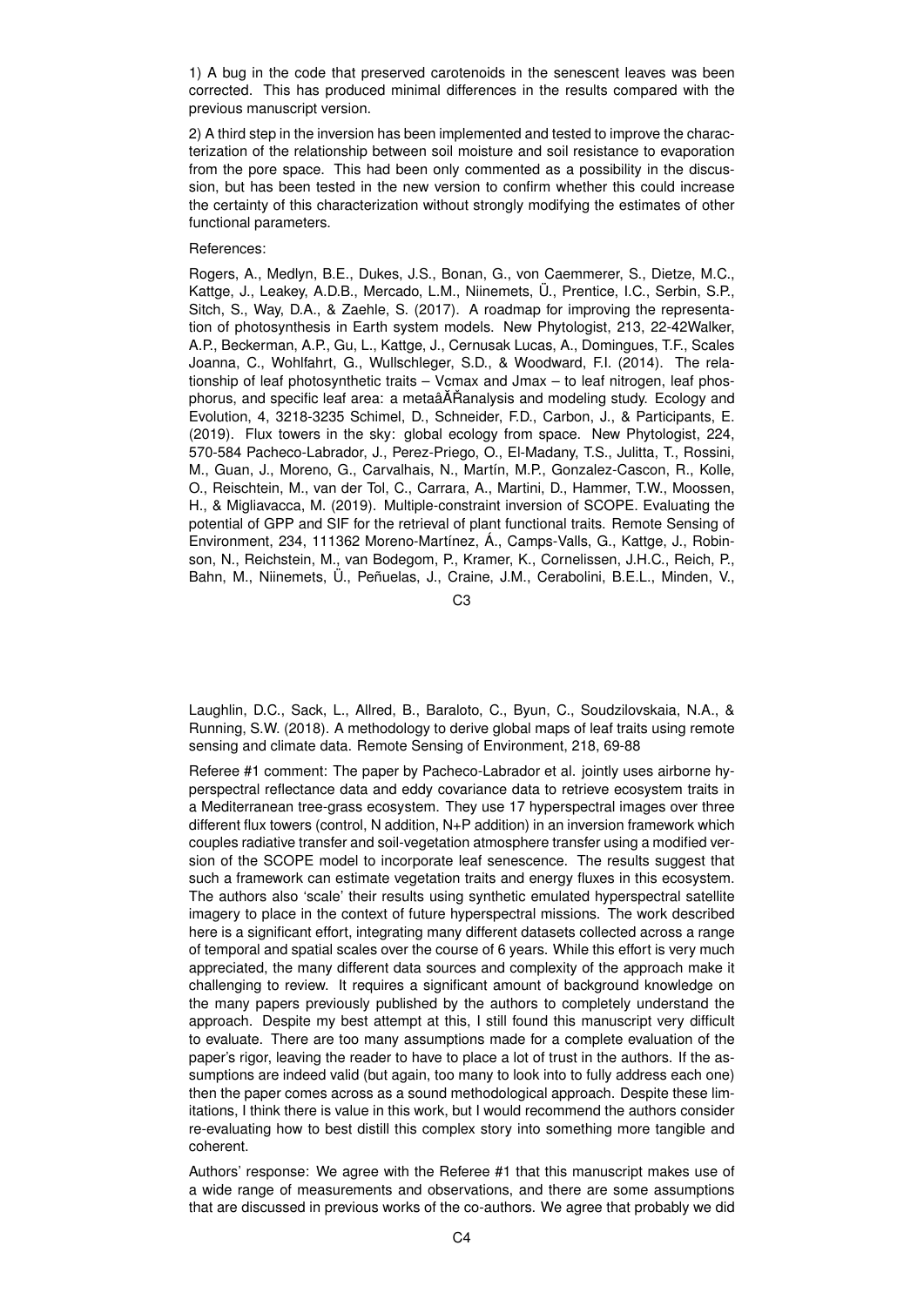1) A bug in the code that preserved carotenoids in the senescent leaves was been corrected. This has produced minimal differences in the results compared with the previous manuscript version.

2) A third step in the inversion has been implemented and tested to improve the characterization of the relationship between soil moisture and soil resistance to evaporation from the pore space. This had been only commented as a possibility in the discussion, but has been tested in the new version to confirm whether this could increase the certainty of this characterization without strongly modifying the estimates of other functional parameters.

References:

Rogers, A., Medlyn, B.E., Dukes, J.S., Bonan, G., von Caemmerer, S., Dietze, M.C., Kattge, J., Leakey, A.D.B., Mercado, L.M., Niinemets, Ü., Prentice, I.C., Serbin, S.P., Sitch, S., Way, D.A., & Zaehle, S. (2017). A roadmap for improving the representation of photosynthesis in Earth system models. New Phytologist, 213, 22-42Walker, A.P., Beckerman, A.P., Gu, L., Kattge, J., Cernusak Lucas, A., Domingues, T.F., Scales Joanna, C., Wohlfahrt, G., Wullschleger, S.D., & Woodward, F.I. (2014). The relationship of leaf photosynthetic traits – Vcmax and Jmax – to leaf nitrogen, leaf phosphorus, and specific leaf area: a metaâĂŘanalysis and modeling study. Ecology and Evolution, 4, 3218-3235 Schimel, D., Schneider, F.D., Carbon, J., & Participants, E. (2019). Flux towers in the sky: global ecology from space. New Phytologist, 224, 570-584 Pacheco-Labrador, J., Perez-Priego, O., El-Madany, T.S., Julitta, T., Rossini, M., Guan, J., Moreno, G., Carvalhais, N., Martín, M.P., Gonzalez-Cascon, R., Kolle, O., Reischtein, M., van der Tol, C., Carrara, A., Martini, D., Hammer, T.W., Moossen, H., & Migliavacca, M. (2019). Multiple-constraint inversion of SCOPE. Evaluating the potential of GPP and SIF for the retrieval of plant functional traits. Remote Sensing of Environment, 234, 111362 Moreno-Martínez, Á., Camps-Valls, G., Kattge, J., Robinson, N., Reichstein, M., van Bodegom, P., Kramer, K., Cornelissen, J.H.C., Reich, P., Bahn, M., Niinemets, Ü., Peñuelas, J., Craine, J.M., Cerabolini, B.E.L., Minden, V., Laughlin, D.C., Sack, L., Allred, B., Baraloto, C., Byun, C., Soudzilovskaia, N.A., & Running, S.W. (2018). A methodology to derive global maps of leaf traits using remote sensing and climate data. Remote Sensing of Environment, 218, 69-88

Referee #1 comment: The paper by Pacheco-Labrador et al. jointly uses airborne hyperspectral reflectance data and eddy covariance data to retrieve ecosystem traits in a Mediterranean tree-grass ecosystem. They use 17 hyperspectral images over three different flux towers (control, N addition, N+P addition) in an inversion framework which couples radiative transfer and soil-vegetation atmosphere transfer using a modified version of the SCOPE model to incorporate leaf senescence. The results suggest that such a framework can estimate vegetation traits and energy fluxes in this ecosystem. The authors also 'scale' their results using synthetic emulated hyperspectral satellite imagery to place in the context of future hyperspectral missions. The work described here is a significant effort, integrating many different datasets collected across a range of temporal and spatial scales over the course of 6 years. While this effort is very much appreciated, the many different data sources and complexity of the approach make it challenging to review. It requires a significant amount of background knowledge on the many papers previously published by the authors to completely understand the approach. Despite my best attempt at this, I still found this manuscript very difficult to evaluate. There are too many assumptions made for a complete evaluation of the paper's rigor, leaving the reader to have to place a lot of trust in the authors. If the assumptions are indeed valid (but again, too many to look into to fully address each one) then the paper comes across as a sound methodological approach. Despite these limitations, I think there is value in this work, but I would recommend the authors consider re-evaluating how to best distill this complex story into something more tangible and coherent.

Authors' response: We agree with the Referee #1 that this manuscript makes use of a wide range of measurements and observations, and there are some assumptions that are discussed in previous works of the co-authors. We agree that probably we did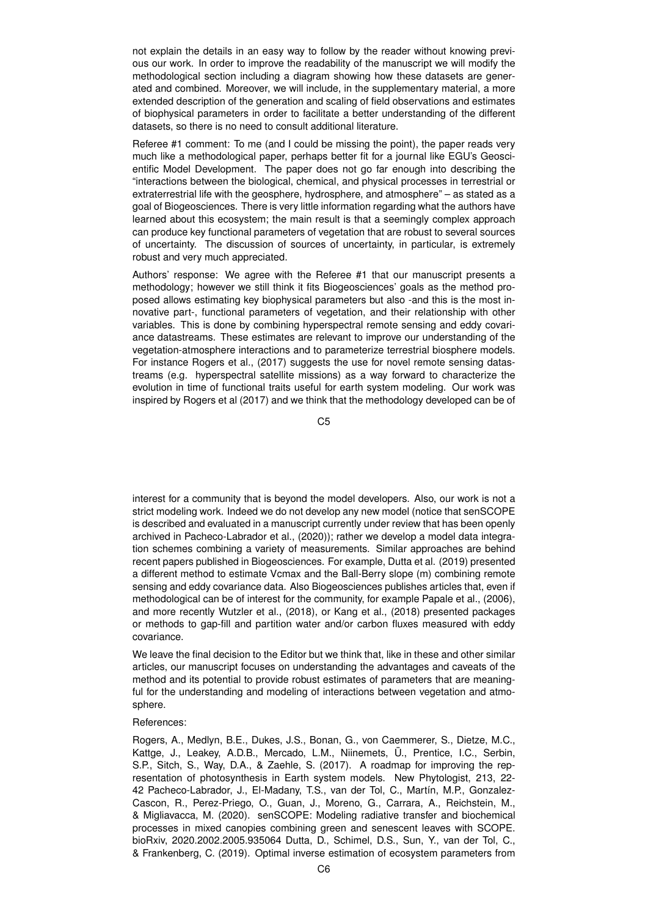not explain the details in an easy way to follow by the reader without knowing previous our work. In order to improve the readability of the manuscript we will modify the methodological section including a diagram showing how these datasets are generated and combined. Moreover, we will include, in the supplementary material, a more extended description of the generation and scaling of field observations and estimates of biophysical parameters in order to facilitate a better understanding of the different datasets, so there is no need to consult additional literature.

Referee #1 comment: To me (and I could be missing the point), the paper reads very much like a methodological paper, perhaps better fit for a journal like EGU's Geoscientific Model Development. The paper does not go far enough into describing the "interactions between the biological, chemical, and physical processes in terrestrial or extraterrestrial life with the geosphere, hydrosphere, and atmosphere" – as stated as a goal of Biogeosciences. There is very little information regarding what the authors have learned about this ecosystem; the main result is that a seemingly complex approach can produce key functional parameters of vegetation that are robust to several sources of uncertainty. The discussion of sources of uncertainty, in particular, is extremely robust and very much appreciated.

Authors' response: We agree with the Referee #1 that our manuscript presents a methodology; however we still think it fits Biogeosciences' goals as the method proposed allows estimating key biophysical parameters but also -and this is the most innovative part-, functional parameters of vegetation, and their relationship with other variables. This is done by combining hyperspectral remote sensing and eddy covariance datastreams. These estimates are relevant to improve our understanding of the vegetation-atmosphere interactions and to parameterize terrestrial biosphere models. For instance Rogers et al., (2017) suggests the use for novel remote sensing datastreams (e.g. hyperspectral satellite missions) as a way forward to characterize the evolution in time of functional traits useful for earth system modeling. Our work was inspired by Rogers et al (2017) and we think that the methodology developed can be of interest for a community that is beyond the model developers. Also, our work is not a strict modeling work. Indeed we do not develop any new model (notice that senSCOPE is described and evaluated in a manuscript currently under review that has been openly archived in Pacheco-Labrador et al., (2020)); rather we develop a model data integration schemes combining a variety of measurements. Similar approaches are behind recent papers published in Biogeosciences. For example, Dutta et al. (2019) presented a different method to estimate Vcmax and the Ball-Berry slope (m) combining remote sensing and eddy covariance data. Also Biogeosciences publishes articles that, even if methodological can be of interest for the community, for example Papale et al., (2006), and more recently Wutzler et al., (2018), or Kang et al., (2018) presented packages or methods to gap-fill and partition water and/or carbon fluxes measured with eddy covariance.

We leave the final decision to the Editor but we think that, like in these and other similar articles, our manuscript focuses on understanding the advantages and caveats of the method and its potential to provide robust estimates of parameters that are meaningful for the understanding and modeling of interactions between vegetation and atmosphere.

References:

Rogers, A., Medlyn, B.E., Dukes, J.S., Bonan, G., von Caemmerer, S., Dietze, M.C., Kattge, J., Leakey, A.D.B., Mercado, L.M., Niinemets, Ü., Prentice, I.C., Serbin, S.P., Sitch, S., Way, D.A., & Zaehle, S. (2017). A roadmap for improving the representation of photosynthesis in Earth system models. New Phytologist, 213, 22-42 Pacheco-Labrador, J., El-Madany, T.S., van der Tol, C., Martín, M.P., Gonzalez-Cascon, R., Perez-Priego, O., Guan, J., Moreno, G., Carrara, A., Reichstein, M., & Migliavacca, M. (2020). senSCOPE: Modeling radiative transfer and biochemical processes in mixed canopies combining green and senescent leaves with SCOPE. bioRxiv, 2020.2002.2005.935064 Dutta, D., Schimel, D.S., Sun, Y., van der Tol, C., & Frankenberg, C. (2019). Optimal inverse estimation of ecosystem parameters from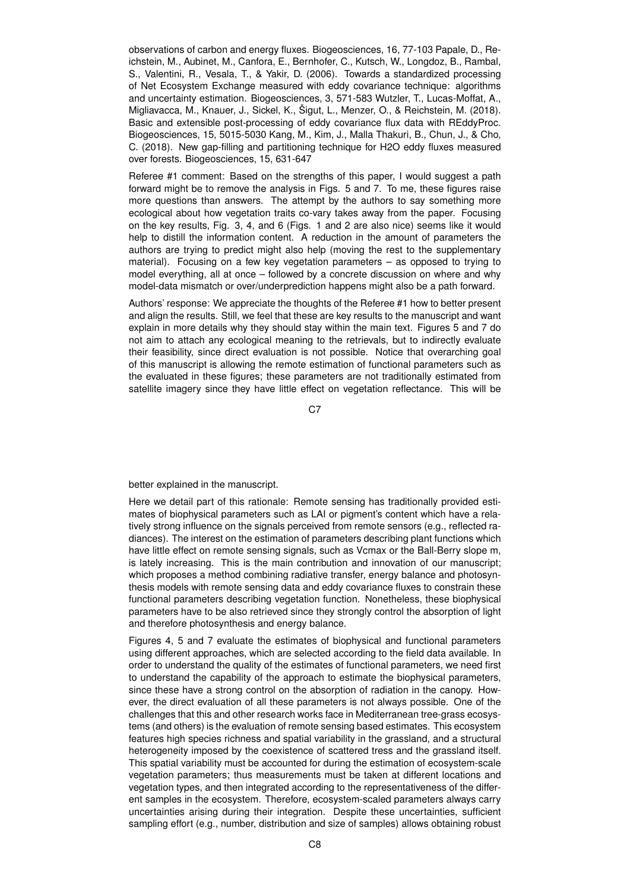observations of carbon and energy fluxes. Biogeosciences, 16, 77-103 Papale, D., Reichstein, M., Aubinet, M., Canfora, E., Bernhofer, C., Kutsch, W., Longdoz, B., Rambal, S., Valentini, R., Vesala, T., & Yakir, D. (2006). Towards a standardized processing of Net Ecosystem Exchange measured with eddy covariance technique: algorithms and uncertainty estimation. Biogeosciences, 3, 571-583 Wutzler, T., Lucas-Moffat, A., Migliavacca, M., Knauer, J., Sickel, K., Šigut, L., Menzer, O., & Reichstein, M. (2018). Basic and extensible post-processing of eddy covariance flux data with REddyProc. Biogeosciences, 15, 5015-5030 Kang, M., Kim, J., Malla Thakuri, B., Chun, J., & Cho, C. (2018). New gap-filling and partitioning technique for H2O eddy fluxes measured over forests. Biogeosciences, 15, 631-647

Referee #1 comment: Based on the strengths of this paper, I would suggest a path forward might be to remove the analysis in Figs. 5 and 7. To me, these figures raise more questions than answers. The attempt by the authors to say something more ecological about how vegetation traits co-vary takes away from the paper. Focusing on the key results, Fig. 3, 4, and 6 (Figs. 1 and 2 are also nice) seems like it would help to distill the information content. A reduction in the amount of parameters the authors are trying to predict might also help (moving the rest to the supplementary material). Focusing on a few key vegetation parameters – as opposed to trying to model everything, all at once – followed by a concrete discussion on where and why model-data mismatch or over/underprediction happens might also be a path forward.

Authors' response: We appreciate the thoughts of the Referee #1 how to better present and align the results. Still, we feel that these are key results to the manuscript and want explain in more details why they should stay within the main text. Figures 5 and 7 do not aim to attach any ecological meaning to the retrievals, but to indirectly evaluate their feasibility, since direct evaluation is not possible. Notice that overarching goal of this manuscript is allowing the remote estimation of functional parameters such as the evaluated in these figures; these parameters are not traditionally estimated from satellite imagery since they have little effect on vegetation reflectance. This will be better explained in the manuscript.

Here we detail part of this rationale: Remote sensing has traditionally provided estimates of biophysical parameters such as LAI or pigment's content which have a relatively strong influence on the signals perceived from remote sensors (e.g., reflected radiances). The interest on the estimation of parameters describing plant functions which have little effect on remote sensing signals, such as Vcmax or the Ball-Berry slope m, is lately increasing. This is the main contribution and innovation of our manuscript; which proposes a method combining radiative transfer, energy balance and photosynthesis models with remote sensing data and eddy covariance fluxes to constrain these functional parameters describing vegetation function. Nonetheless, these biophysical parameters have to be also retrieved since they strongly control the absorption of light and therefore photosynthesis and energy balance.

Figures 4, 5 and 7 evaluate the estimates of biophysical and functional parameters using different approaches, which are selected according to the field data available. In order to understand the quality of the estimates of functional parameters, we need first to understand the capability of the approach to estimate the biophysical parameters, since these have a strong control on the absorption of radiation in the canopy. However, the direct evaluation of all these parameters is not always possible. One of the challenges that this and other research works face in Mediterranean tree-grass ecosystems (and others) is the evaluation of remote sensing based estimates. This ecosystem features high species richness and spatial variability in the grassland, and a structural heterogeneity imposed by the coexistence of scattered tress and the grassland itself. This spatial variability must be accounted for during the estimation of ecosystem-scale vegetation parameters; thus measurements must be taken at different locations and vegetation types, and then integrated according to the representativeness of the different samples in the ecosystem. Therefore, ecosystem-scaled parameters always carry uncertainties arising during their integration. Despite these uncertainties, sufficient sampling effort (e.g., number, distribution and size of samples) allows obtaining robust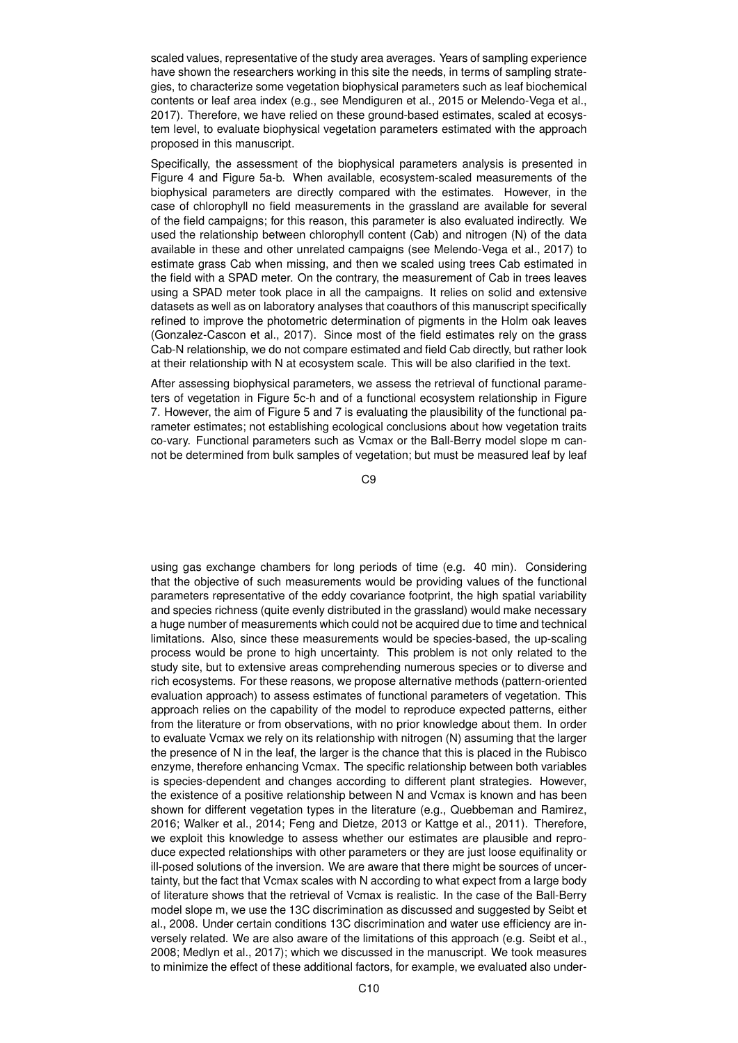scaled values, representative of the study area averages. Years of sampling experience have shown the researchers working in this site the needs, in terms of sampling strategies, to characterize some vegetation biophysical parameters such as leaf biochemical contents or leaf area index (e.g., see Mendiguren et al., 2015 or Melendo-Vega et al., 2017). Therefore, we have relied on these ground-based estimates, scaled at ecosystem level, to evaluate biophysical vegetation parameters estimated with the approach proposed in this manuscript.

Specifically, the assessment of the biophysical parameters analysis is presented in Figure 4 and Figure 5a-b. When available, ecosystem-scaled measurements of the biophysical parameters are directly compared with the estimates. However, in the case of chlorophyll no field measurements in the grassland are available for several of the field campaigns; for this reason, this parameter is also evaluated indirectly. We used the relationship between chlorophyll content (Cab) and nitrogen (N) of the data available in these and other unrelated campaigns (see Melendo-Vega et al., 2017) to estimate grass Cab when missing, and then we scaled using trees Cab estimated in the field with a SPAD meter. On the contrary, the measurement of Cab in trees leaves using a SPAD meter took place in all the campaigns. It relies on solid and extensive datasets as well as on laboratory analyses that coauthors of this manuscript specifically refined to improve the photometric determination of pigments in the Holm oak leaves (Gonzalez-Cascon et al., 2017). Since most of the field estimates rely on the grass Cab-N relationship, we do not compare estimated and field Cab directly, but rather look at their relationship with N at ecosystem scale. This will be also clarified in the text.

After assessing biophysical parameters, we assess the retrieval of functional parameters of vegetation in Figure 5c-h and of a functional ecosystem relationship in Figure 7. However, the aim of Figure 5 and 7 is evaluating the plausibility of the functional parameter estimates; not establishing ecological conclusions about how vegetation traits co-vary. Functional parameters such as Vcmax or the Ball-Berry model slope m cannot be determined from bulk samples of vegetation; but must be measured leaf by leaf using gas exchange chambers for long periods of time (e.g. 40 min). Considering that the objective of such measurements would be providing values of the functional parameters representative of the eddy covariance footprint, the high spatial variability and species richness (quite evenly distributed in the grassland) would make necessary a huge number of measurements which could not be acquired due to time and technical limitations. Also, since these measurements would be species-based, the up-scaling process would be prone to high uncertainty. This problem is not only related to the study site, but to extensive areas comprehending numerous species or to diverse and rich ecosystems. For these reasons, we propose alternative methods (pattern-oriented evaluation approach) to assess estimates of functional parameters of vegetation. This approach relies on the capability of the model to reproduce expected patterns, either from the literature or from observations, with no prior knowledge about them. In order to evaluate Vcmax we rely on its relationship with nitrogen (N) assuming that the larger the presence of N in the leaf, the larger is the chance that this is placed in the Rubisco enzyme, therefore enhancing Vcmax. The specific relationship between both variables is species-dependent and changes according to different plant strategies. However, the existence of a positive relationship between N and Vcmax is known and has been shown for different vegetation types in the literature (e.g., Quebbeman and Ramirez, 2016; Walker et al., 2014; Feng and Dietze, 2013 or Kattge et al., 2011). Therefore, we exploit this knowledge to assess whether our estimates are plausible and reproduce expected relationships with other parameters or they are just loose equifinality or ill-posed solutions of the inversion. We are aware that there might be sources of uncertainty, but the fact that Vcmax scales with N according to what expect from a large body of literature shows that the retrieval of Vcmax is realistic. In the case of the Ball-Berry model slope m, we use the 13C discrimination as discussed and suggested by Seibt et al., 2008. Under certain conditions 13C discrimination and water use efficiency are inversely related. We are also aware of the limitations of this approach (e.g. Seibt et al., 2008; Medlyn et al., 2017); which we discussed in the manuscript. We took measures to minimize the effect of these additional factors, for example, we evaluated also under-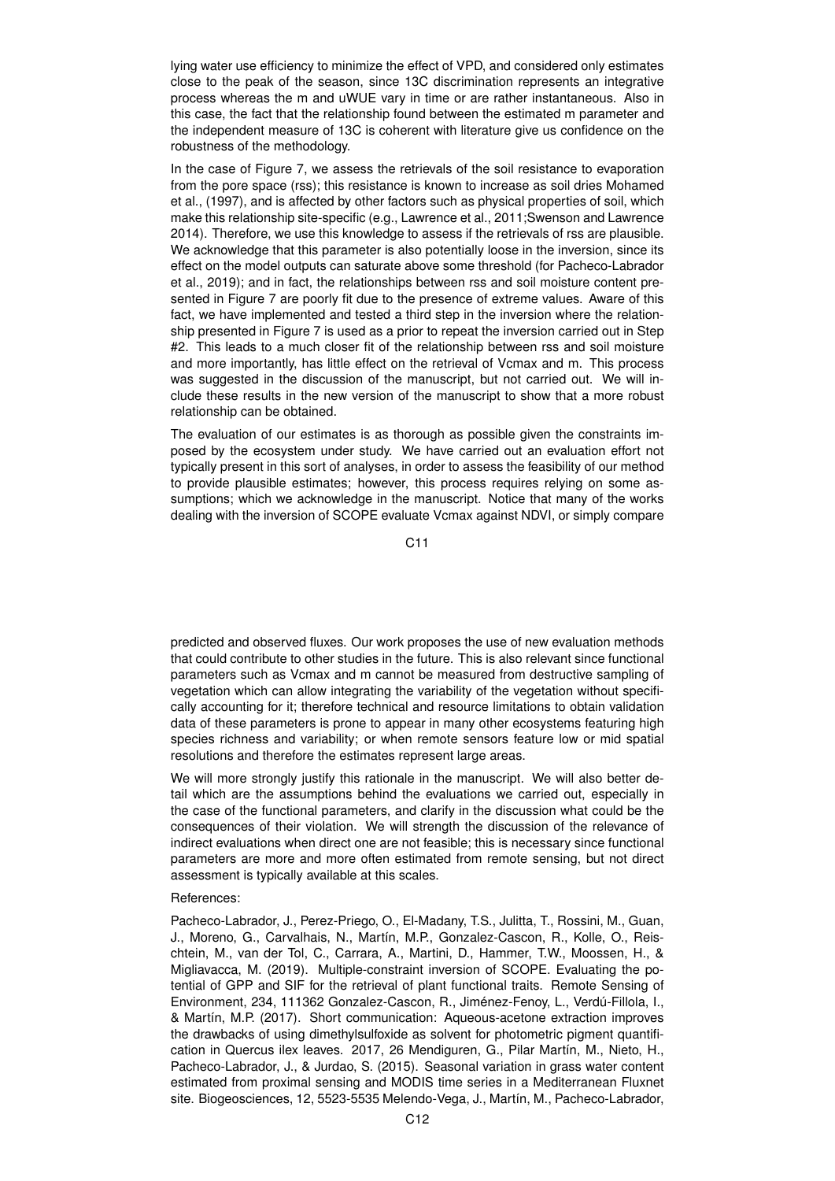lying water use efficiency to minimize the effect of VPD, and considered only estimates close to the peak of the season, since 13C discrimination represents an integrative process whereas the m and uWUE vary in time or are rather instantaneous. Also in this case, the fact that the relationship found between the estimated m parameter and the independent measure of 13C is coherent with literature give us confidence on the robustness of the methodology.

In the case of Figure 7, we assess the retrievals of the soil resistance to evaporation from the pore space (rss); this resistance is known to increase as soil dries Mohamed et al., (1997), and is affected by other factors such as physical properties of soil, which make this relationship site-specific (e.g., Lawrence et al., 2011;Swenson and Lawrence 2014). Therefore, we use this knowledge to assess if the retrievals of rss are plausible. We acknowledge that this parameter is also potentially loose in the inversion, since its effect on the model outputs can saturate above some threshold (for Pacheco-Labrador et al., 2019); and in fact, the relationships between rss and soil moisture content presented in Figure 7 are poorly fit due to the presence of extreme values. Aware of this fact, we have implemented and tested a third step in the inversion where the relationship presented in Figure 7 is used as a prior to repeat the inversion carried out in Step #2. This leads to a much closer fit of the relationship between rss and soil moisture and more importantly, has little effect on the retrieval of Vcmax and m. This process was suggested in the discussion of the manuscript, but not carried out. We will include these results in the new version of the manuscript to show that a more robust relationship can be obtained.

The evaluation of our estimates is as thorough as possible given the constraints imposed by the ecosystem under study. We have carried out an evaluation effort not typically present in this sort of analyses, in order to assess the feasibility of our method to provide plausible estimates; however, this process requires relying on some assumptions; which we acknowledge in the manuscript. Notice that many of the works dealing with the inversion of SCOPE evaluate Vcmax against NDVI, or simply compare predicted and observed fluxes. Our work proposes the use of new evaluation methods that could contribute to other studies in the future. This is also relevant since functional parameters such as Vcmax and m cannot be measured from destructive sampling of vegetation which can allow integrating the variability of the vegetation without specifically accounting for it; therefore technical and resource limitations to obtain validation data of these parameters is prone to appear in many other ecosystems featuring high species richness and variability; or when remote sensors feature low or mid spatial resolutions and therefore the estimates represent large areas.

We will more strongly justify this rationale in the manuscript. We will also better detail which are the assumptions behind the evaluations we carried out, especially in the case of the functional parameters, and clarify in the discussion what could be the consequences of their violation. We will strength the discussion of the relevance of indirect evaluations when direct one are not feasible; this is necessary since functional parameters are more and more often estimated from remote sensing, but not direct assessment is typically available at this scales.

References:

Pacheco-Labrador, J., Perez-Priego, O., El-Madany, T.S., Julitta, T., Rossini, M., Guan, J., Moreno, G., Carvalhais, N., Martín, M.P., Gonzalez-Cascon, R., Kolle, O., Reischtein, M., van der Tol, C., Carrara, A., Martini, D., Hammer, T.W., Moossen, H., & Migliavacca, M. (2019). Multiple-constraint inversion of SCOPE. Evaluating the potential of GPP and SIF for the retrieval of plant functional traits. Remote Sensing of Environment, 234, 111362 Gonzalez-Cascon, R., Jiménez-Fenoy, L., Verdú-Fillola, I., & Martín, M.P. (2017). Short communication: Aqueous-acetone extraction improves the drawbacks of using dimethylsulfoxide as solvent for photometric pigment quantification in Quercus ilex leaves. 2017, 26 Mendiguren, G., Pilar Martín, M., Nieto, H., Pacheco-Labrador, J., & Jurdao, S. (2015). Seasonal variation in grass water content estimated from proximal sensing and MODIS time series in a Mediterranean Fluxnet site. Biogeosciences, 12, 5523-5535 Melendo-Vega, J., Martín, M., Pacheco-Labrador,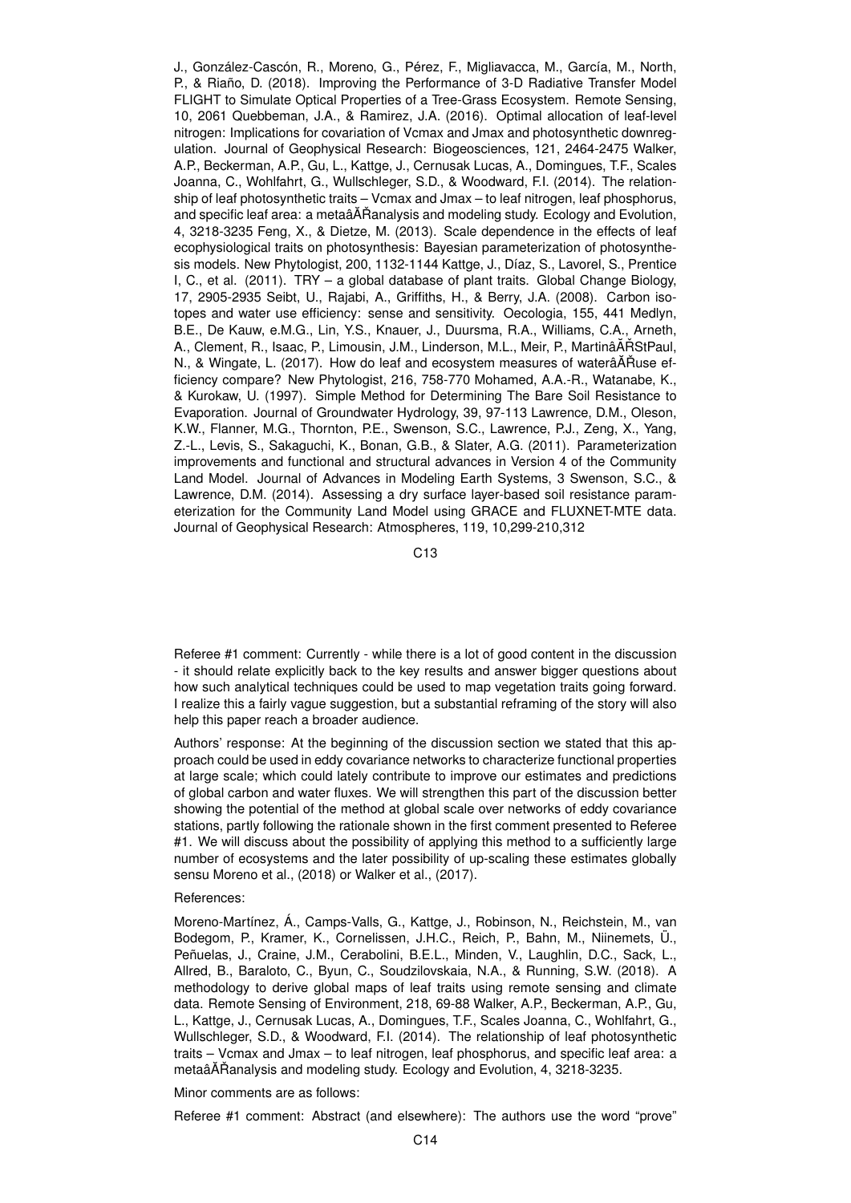J., González-Cascón, R., Moreno, G., Pérez, F., Migliavacca, M., García, M., North, P., & Riaño, D. (2018). Improving the Performance of 3-D Radiative Transfer Model FLIGHT to Simulate Optical Properties of a Tree-Grass Ecosystem. Remote Sensing, 10, 2061 Quebbeman, J.A., & Ramirez, J.A. (2016). Optimal allocation of leaf-level nitrogen: Implications for covariation of Vcmax and Jmax and photosynthetic downregulation. Journal of Geophysical Research: Biogeosciences, 121, 2464-2475 Walker, A.P., Beckerman, A.P., Gu, L., Kattge, J., Cernusak Lucas, A., Domingues, T.F., Scales Joanna, C., Wohlfahrt, G., Wullschleger, S.D., & Woodward, F.I. (2014). The relationship of leaf photosynthetic traits – Vcmax and Jmax – to leaf nitrogen, leaf phosphorus, and specific leaf area: a metaâĂŘanalysis and modeling study. Ecology and Evolution, 4, 3218-3235 Feng, X., & Dietze, M. (2013). Scale dependence in the effects of leaf ecophysiological traits on photosynthesis: Bayesian parameterization of photosynthesis models. New Phytologist, 200, 1132-1144 Kattge, J., Díaz, S., Lavorel, S., Prentice I, C., et al. (2011). TRY – a global database of plant traits. Global Change Biology, 17, 2905-2935 Seibt, U., Rajabi, A., Griffiths, H., & Berry, J.A. (2008). Carbon isotopes and water use efficiency: sense and sensitivity. Oecologia, 155, 441 Medlyn, B.E., De Kauw, e.M.G., Lin, Y.S., Knauer, J., Duursma, R.A., Williams, C.A., Arneth, A., Clement, R., Isaac, P., Limousin, J.M., Linderson, M.L., Meir, P., MartinâĂŘStPaul, N., & Wingate, L. (2017). How do leaf and ecosystem measures of waterâĂŘuse efficiency compare? New Phytologist, 216, 758-770 Mohamed, A.A.-R., Watanabe, K., & Kurokaw, U. (1997). Simple Method for Determining The Bare Soil Resistance to Evaporation. Journal of Groundwater Hydrology, 39, 97-113 Lawrence, D.M., Oleson, K.W., Flanner, M.G., Thornton, P.E., Swenson, S.C., Lawrence, P.J., Zeng, X., Yang, Z.-L., Levis, S., Sakaguchi, K., Bonan, G.B., & Slater, A.G. (2011). Parameterization improvements and functional and structural advances in Version 4 of the Community Land Model. Journal of Advances in Modeling Earth Systems, 3 Swenson, S.C., & Lawrence, D.M. (2014). Assessing a dry surface layer-based soil resistance parameterization for the Community Land Model using GRACE and FLUXNET-MTE data. Journal of Geophysical Research: Atmospheres, 119, 10,299-210,312

Referee #1 comment: Currently - while there is a lot of good content in the discussion - it should relate explicitly back to the key results and answer bigger questions about how such analytical techniques could be used to map vegetation traits going forward. I realize this a fairly vague suggestion, but a substantial reframing of the story will also help this paper reach a broader audience.

Authors' response: At the beginning of the discussion section we stated that this approach could be used in eddy covariance networks to characterize functional properties at large scale; which could lately contribute to improve our estimates and predictions of global carbon and water fluxes. We will strengthen this part of the discussion better showing the potential of the method at global scale over networks of eddy covariance stations, partly following the rationale shown in the first comment presented to Referee #1. We will discuss about the possibility of applying this method to a sufficiently large number of ecosystems and the later possibility of up-scaling these estimates globally sensu Moreno et al., (2018) or Walker et al., (2017).

References:

Moreno-Martínez, Á., Camps-Valls, G., Kattge, J., Robinson, N., Reichstein, M., van Bodegom, P., Kramer, K., Cornelissen, J.H.C., Reich, P., Bahn, M., Niinemets, Ü., Peñuelas, J., Craine, J.M., Cerabolini, B.E.L., Minden, V., Laughlin, D.C., Sack, L., Allred, B., Baraloto, C., Byun, C., Soudzilovskaia, N.A., & Running, S.W. (2018). A methodology to derive global maps of leaf traits using remote sensing and climate data. Remote Sensing of Environment, 218, 69-88 Walker, A.P., Beckerman, A.P., Gu, L., Kattge, J., Cernusak Lucas, A., Domingues, T.F., Scales Joanna, C., Wohlfahrt, G., Wullschleger, S.D., & Woodward, F.I. (2014). The relationship of leaf photosynthetic traits – Vcmax and Jmax – to leaf nitrogen, leaf phosphorus, and specific leaf area: a metaâĂŘanalysis and modeling study. Ecology and Evolution, 4, 3218-3235.

Minor comments are as follows:

Referee #1 comment: Abstract (and elsewhere): The authors use the word "prove"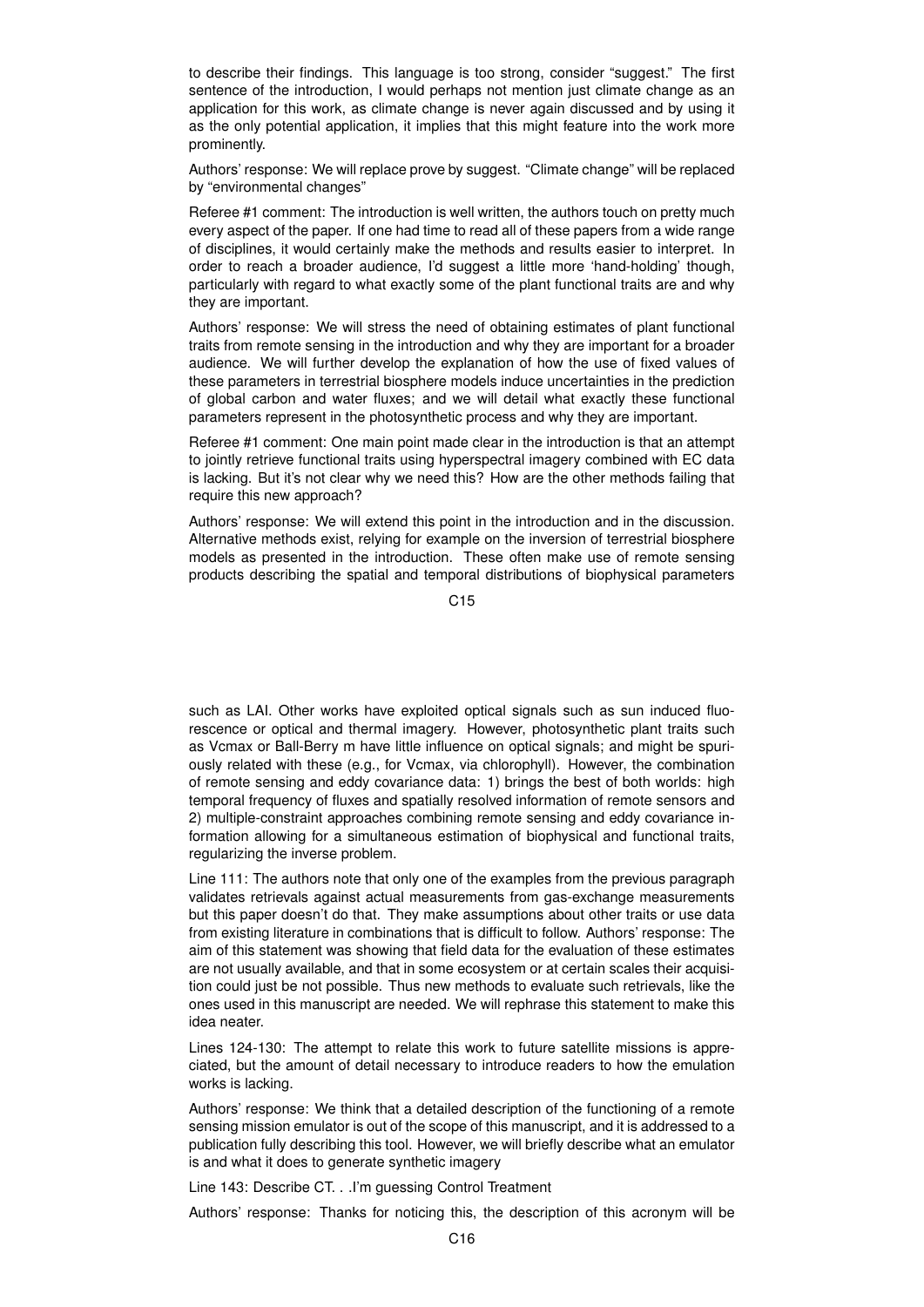to describe their findings. This language is too strong, consider "suggest." The first sentence of the introduction, I would perhaps not mention just climate change as an application for this work, as climate change is never again discussed and by using it as the only potential application, it implies that this might feature into the work more prominently.

Authors' response: We will replace prove by suggest. "Climate change" will be replaced by "environmental changes"

Referee #1 comment: The introduction is well written, the authors touch on pretty much every aspect of the paper. If one had time to read all of these papers from a wide range of disciplines, it would certainly make the methods and results easier to interpret. In order to reach a broader audience, I'd suggest a little more 'hand-holding' though, particularly with regard to what exactly some of the plant functional traits are and why they are important.

Authors' response: We will stress the need of obtaining estimates of plant functional traits from remote sensing in the introduction and why they are important for a broader audience. We will further develop the explanation of how the use of fixed values of these parameters in terrestrial biosphere models induce uncertainties in the prediction of global carbon and water fluxes; and we will detail what exactly these functional parameters represent in the photosynthetic process and why they are important.

Referee #1 comment: One main point made clear in the introduction is that an attempt to jointly retrieve functional traits using hyperspectral imagery combined with EC data is lacking. But it's not clear why we need this? How are the other methods failing that require this new approach?

Authors' response: We will extend this point in the introduction and in the discussion. Alternative methods exist, relying for example on the inversion of terrestrial biosphere models as presented in the introduction. These often make use of remote sensing products describing the spatial and temporal distributions of biophysical parameters such as LAI. Other works have exploited optical signals such as sun induced fluorescence or optical and thermal imagery. However, photosynthetic plant traits such as Vcmax or Ball-Berry m have little influence on optical signals; and might be spuriously related with these (e.g., for Vcmax, via chlorophyll). However, the combination of remote sensing and eddy covariance data: 1) brings the best of both worlds: high temporal frequency of fluxes and spatially resolved information of remote sensors and 2) multiple-constraint approaches combining remote sensing and eddy covariance information allowing for a simultaneous estimation of biophysical and functional traits, regularizing the inverse problem.

Line 111: The authors note that only one of the examples from the previous paragraph validates retrievals against actual measurements from gas-exchange measurements but this paper doesn't do that. They make assumptions about other traits or use data from existing literature in combinations that is difficult to follow. Authors' response: The aim of this statement was showing that field data for the evaluation of these estimates are not usually available, and that in some ecosystem or at certain scales their acquisition could just be not possible. Thus new methods to evaluate such retrievals, like the ones used in this manuscript are needed. We will rephrase this statement to make this idea neater.

Lines 124-130: The attempt to relate this work to future satellite missions is appreciated, but the amount of detail necessary to introduce readers to how the emulation works is lacking.

Authors' response: We think that a detailed description of the functioning of a remote sensing mission emulator is out of the scope of this manuscript, and it is addressed to a publication fully describing this tool. However, we will briefly describe what an emulator is and what it does to generate synthetic imagery

Line 143: Describe CT. . .I'm guessing Control Treatment

Authors' response: Thanks for noticing this, the description of this acronym will be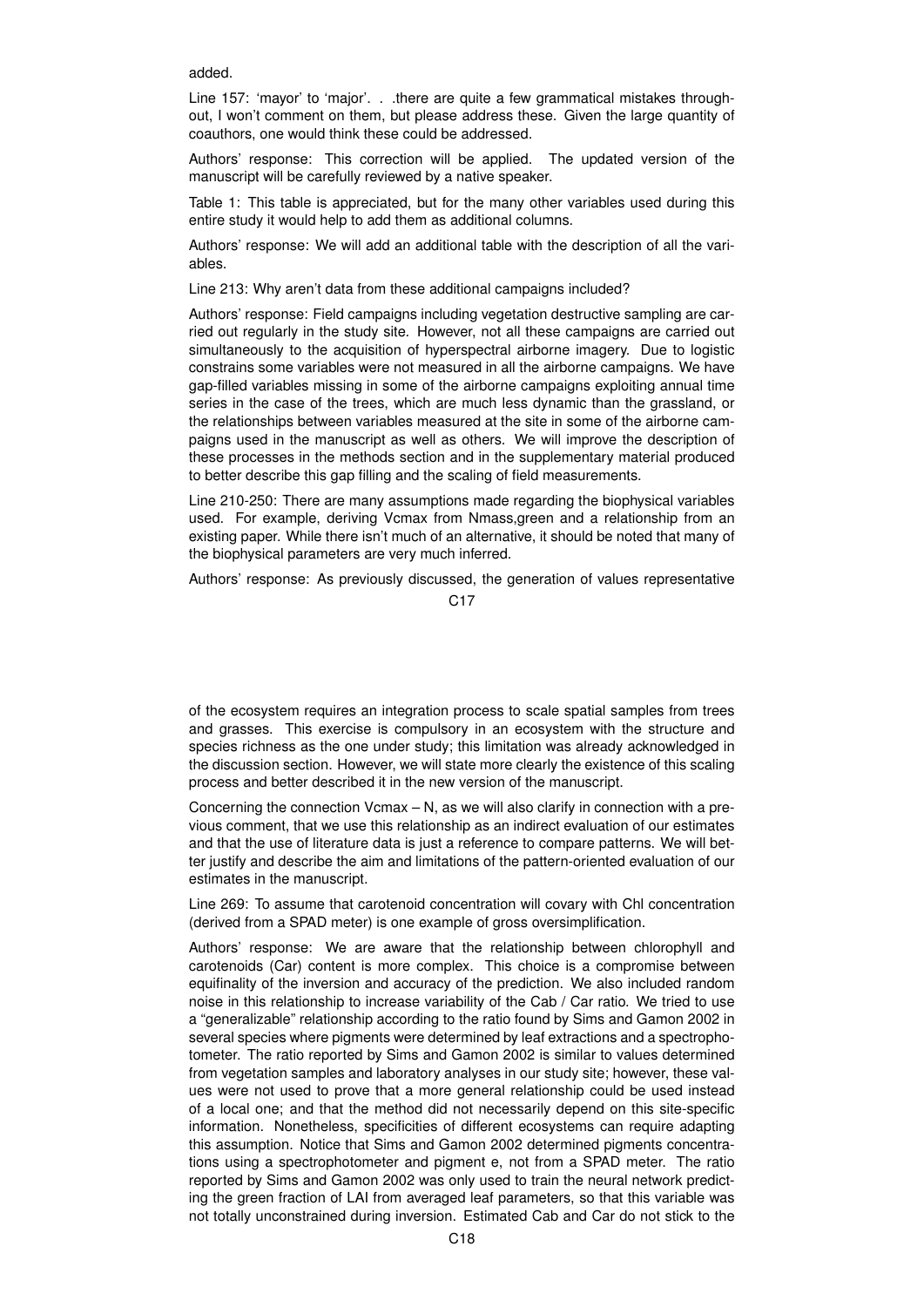added.

Line 157: 'mayor' to 'major'. . .there are quite a few grammatical mistakes throughout, I won't comment on them, but please address these. Given the large quantity of coauthors, one would think these could be addressed.

Authors' response: This correction will be applied. The updated version of the manuscript will be carefully reviewed by a native speaker.

Table 1: This table is appreciated, but for the many other variables used during this entire study it would help to add them as additional columns.

Authors' response: We will add an additional table with the description of all the variables.

Line 213: Why aren't data from these additional campaigns included?

Authors' response: Field campaigns including vegetation destructive sampling are carried out regularly in the study site. However, not all these campaigns are carried out simultaneously to the acquisition of hyperspectral airborne imagery. Due to logistic constrains some variables were not measured in all the airborne campaigns. We have gap-filled variables missing in some of the airborne campaigns exploiting annual time series in the case of the trees, which are much less dynamic than the grassland, or the relationships between variables measured at the site in some of the airborne campaigns used in the manuscript as well as others. We will improve the description of these processes in the methods section and in the supplementary material produced to better describe this gap filling and the scaling of field measurements.

Line 210-250: There are many assumptions made regarding the biophysical variables used. For example, deriving Vcmax from Nmass,green and a relationship from an existing paper. While there isn't much of an alternative, it should be noted that many of the biophysical parameters are very much inferred.

Authors' response: As previously discussed, the generation of values representative of the ecosystem requires an integration process to scale spatial samples from trees and grasses. This exercise is compulsory in an ecosystem with the structure and species richness as the one under study; this limitation was already acknowledged in the discussion section. However, we will state more clearly the existence of this scaling process and better described it in the new version of the manuscript.

Concerning the connection Vcmax – N, as we will also clarify in connection with a previous comment, that we use this relationship as an indirect evaluation of our estimates and that the use of literature data is just a reference to compare patterns. We will better justify and describe the aim and limitations of the pattern-oriented evaluation of our estimates in the manuscript.

Line 269: To assume that carotenoid concentration will covary with Chl concentration (derived from a SPAD meter) is one example of gross oversimplification.

Authors' response: We are aware that the relationship between chlorophyll and carotenoids (Car) content is more complex. This choice is a compromise between equifinality of the inversion and accuracy of the prediction. We also included random noise in this relationship to increase variability of the Cab / Car ratio. We tried to use a "generalizable" relationship according to the ratio found by Sims and Gamon 2002 in several species where pigments were determined by leaf extractions and a spectrophotometer. The ratio reported by Sims and Gamon 2002 is similar to values determined from vegetation samples and laboratory analyses in our study site; however, these values were not used to prove that a more general relationship could be used instead of a local one; and that the method did not necessarily depend on this site-specific information. Nonetheless, specificities of different ecosystems can require adapting this assumption. Notice that Sims and Gamon 2002 determined pigments concentrations using a spectrophotometer and pigment e, not from a SPAD meter. The ratio reported by Sims and Gamon 2002 was only used to train the neural network predicting the green fraction of LAI from averaged leaf parameters, so that this variable was not totally unconstrained during inversion. Estimated Cab and Car do not stick to the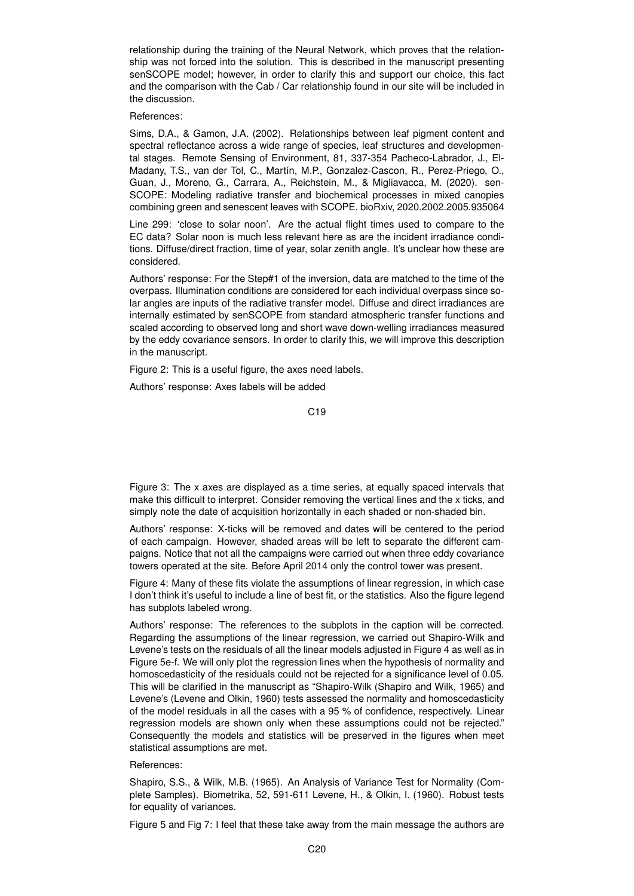relationship during the training of the Neural Network, which proves that the relationship was not forced into the solution. This is described in the manuscript presenting senSCOPE model; however, in order to clarify this and support our choice, this fact and the comparison with the Cab / Car relationship found in our site will be included in the discussion.

References:

Sims, D.A., & Gamon, J.A. (2002). Relationships between leaf pigment content and spectral reflectance across a wide range of species, leaf structures and developmental stages. Remote Sensing of Environment, 81, 337-354 Pacheco-Labrador, J., El-Madany, T.S., van der Tol, C., Martín, M.P., Gonzalez-Cascon, R., Perez-Priego, O., Guan, J., Moreno, G., Carrara, A., Reichstein, M., & Migliavacca, M. (2020). senSCOPE: Modeling radiative transfer and biochemical processes in mixed canopies combining green and senescent leaves with SCOPE. bioRxiv, 2020.2002.2005.935064

Line 299: 'close to solar noon'. Are the actual flight times used to compare to the EC data? Solar noon is much less relevant here as are the incident irradiance conditions. Diffuse/direct fraction, time of year, solar zenith angle. It's unclear how these are considered.

Authors' response: For the Step#1 of the inversion, data are matched to the time of the overpass. Illumination conditions are considered for each individual overpass since solar angles are inputs of the radiative transfer model. Diffuse and direct irradiances are internally estimated by senSCOPE from standard atmospheric transfer functions and scaled according to observed long and short wave down-welling irradiances measured by the eddy covariance sensors. In order to clarify this, we will improve this description in the manuscript.

Figure 2: This is a useful figure, the axes need labels.

Authors' response: Axes labels will be added

Figure 3: The x axes are displayed as a time series, at equally spaced intervals that make this difficult to interpret. Consider removing the vertical lines and the x ticks, and simply note the date of acquisition horizontally in each shaded or non-shaded bin.

Authors' response: X-ticks will be removed and dates will be centered to the period of each campaign. However, shaded areas will be left to separate the different campaigns. Notice that not all the campaigns were carried out when three eddy covariance towers operated at the site. Before April 2014 only the control tower was present.

Figure 4: Many of these fits violate the assumptions of linear regression, in which case I don't think it's useful to include a line of best fit, or the statistics. Also the figure legend has subplots labeled wrong.

Authors' response: The references to the subplots in the caption will be corrected. Regarding the assumptions of the linear regression, we carried out Shapiro-Wilk and Levene's tests on the residuals of all the linear models adjusted in Figure 4 as well as in Figure 5e-f. We will only plot the regression lines when the hypothesis of normality and homoscedasticity of the residuals could not be rejected for a significance level of 0.05. This will be clarified in the manuscript as "Shapiro-Wilk (Shapiro and Wilk, 1965) and Levene's (Levene and Olkin, 1960) tests assessed the normality and homoscedasticity of the model residuals in all the cases with a 95 % of confidence, respectively. Linear regression models are shown only when these assumptions could not be rejected." Consequently the models and statistics will be preserved in the figures when meet statistical assumptions are met.

References:

Shapiro, S.S., & Wilk, M.B. (1965). An Analysis of Variance Test for Normality (Complete Samples). Biometrika, 52, 591-611 Levene, H., & Olkin, I. (1960). Robust tests for equality of variances.

Figure 5 and Fig 7: I feel that these take away from the main message the authors are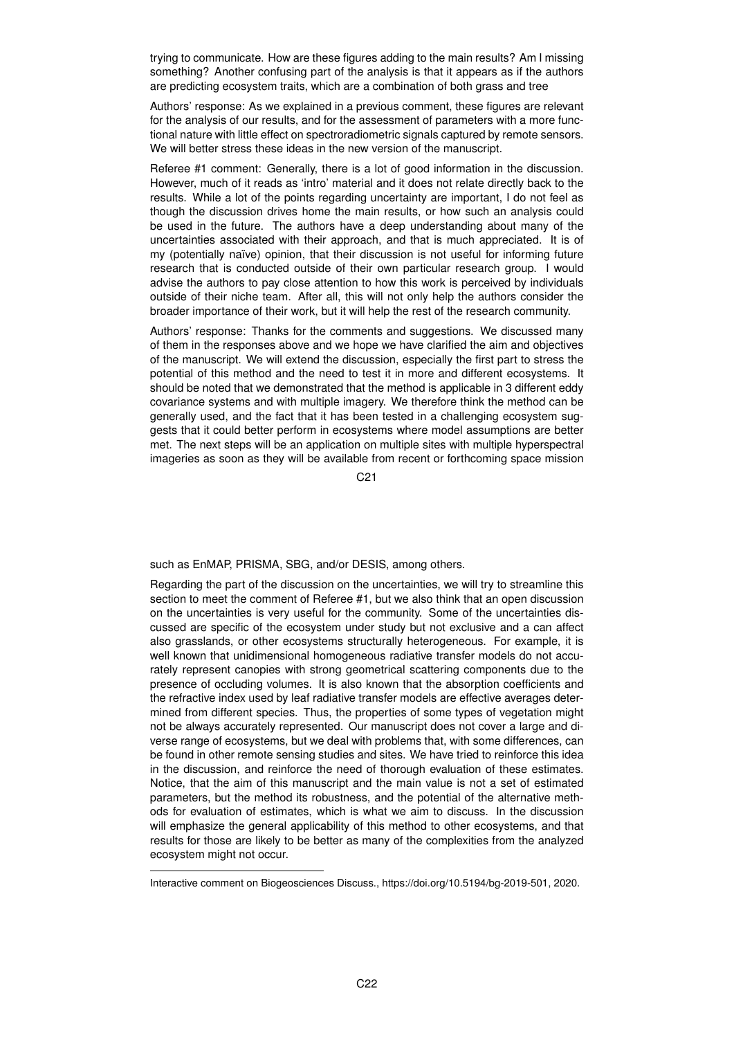trying to communicate. How are these figures adding to the main results? Am I missing something? Another confusing part of the analysis is that it appears as if the authors are predicting ecosystem traits, which are a combination of both grass and tree

Authors' response: As we explained in a previous comment, these figures are relevant for the analysis of our results, and for the assessment of parameters with a more functional nature with little effect on spectroradiometric signals captured by remote sensors. We will better stress these ideas in the new version of the manuscript.

Referee #1 comment: Generally, there is a lot of good information in the discussion. However, much of it reads as 'intro' material and it does not relate directly back to the results. While a lot of the points regarding uncertainty are important, I do not feel as though the discussion drives home the main results, or how such an analysis could be used in the future. The authors have a deep understanding about many of the uncertainties associated with their approach, and that is much appreciated. It is of my (potentially naïve) opinion, that their discussion is not useful for informing future research that is conducted outside of their own particular research group. I would advise the authors to pay close attention to how this work is perceived by individuals outside of their niche team. After all, this will not only help the authors consider the broader importance of their work, but it will help the rest of the research community.

Authors' response: Thanks for the comments and suggestions. We discussed many of them in the responses above and we hope we have clarified the aim and objectives of the manuscript. We will extend the discussion, especially the first part to stress the potential of this method and the need to test it in more and different ecosystems. It should be noted that we demonstrated that the method is applicable in 3 different eddy covariance systems and with multiple imagery. We therefore think the method can be generally used, and the fact that it has been tested in a challenging ecosystem suggests that it could better perform in ecosystems where model assumptions are better met. The next steps will be an application on multiple sites with multiple hyperspectral imageries as soon as they will be available from recent or forthcoming space mission such as EnMAP, PRISMA, SBG, and/or DESIS, among others.

Regarding the part of the discussion on the uncertainties, we will try to streamline this section to meet the comment of Referee #1, but we also think that an open discussion on the uncertainties is very useful for the community. Some of the uncertainties discussed are specific of the ecosystem under study but not exclusive and a can affect also grasslands, or other ecosystems structurally heterogeneous. For example, it is well known that unidimensional homogeneous radiative transfer models do not accurately represent canopies with strong geometrical scattering components due to the presence of occluding volumes. It is also known that the absorption coefficients and the refractive index used by leaf radiative transfer models are effective averages determined from different species. Thus, the properties of some types of vegetation might not be always accurately represented. Our manuscript does not cover a large and diverse range of ecosystems, but we deal with problems that, with some differences, can be found in other remote sensing studies and sites. We have tried to reinforce this idea in the discussion, and reinforce the need of thorough evaluation of these estimates. Notice, that the aim of this manuscript and the main value is not a set of estimated parameters, but the method its robustness, and the potential of the alternative methods for evaluation of estimates, which is what we aim to discuss. In the discussion will emphasize the general applicability of this method to other ecosystems, and that results for those are likely to be better as many of the complexities from the analyzed ecosystem might not occur.

---

Interactive comment on Biogeosciences Discuss., https://doi.org/10.5194/bg-2019-501, 2020.